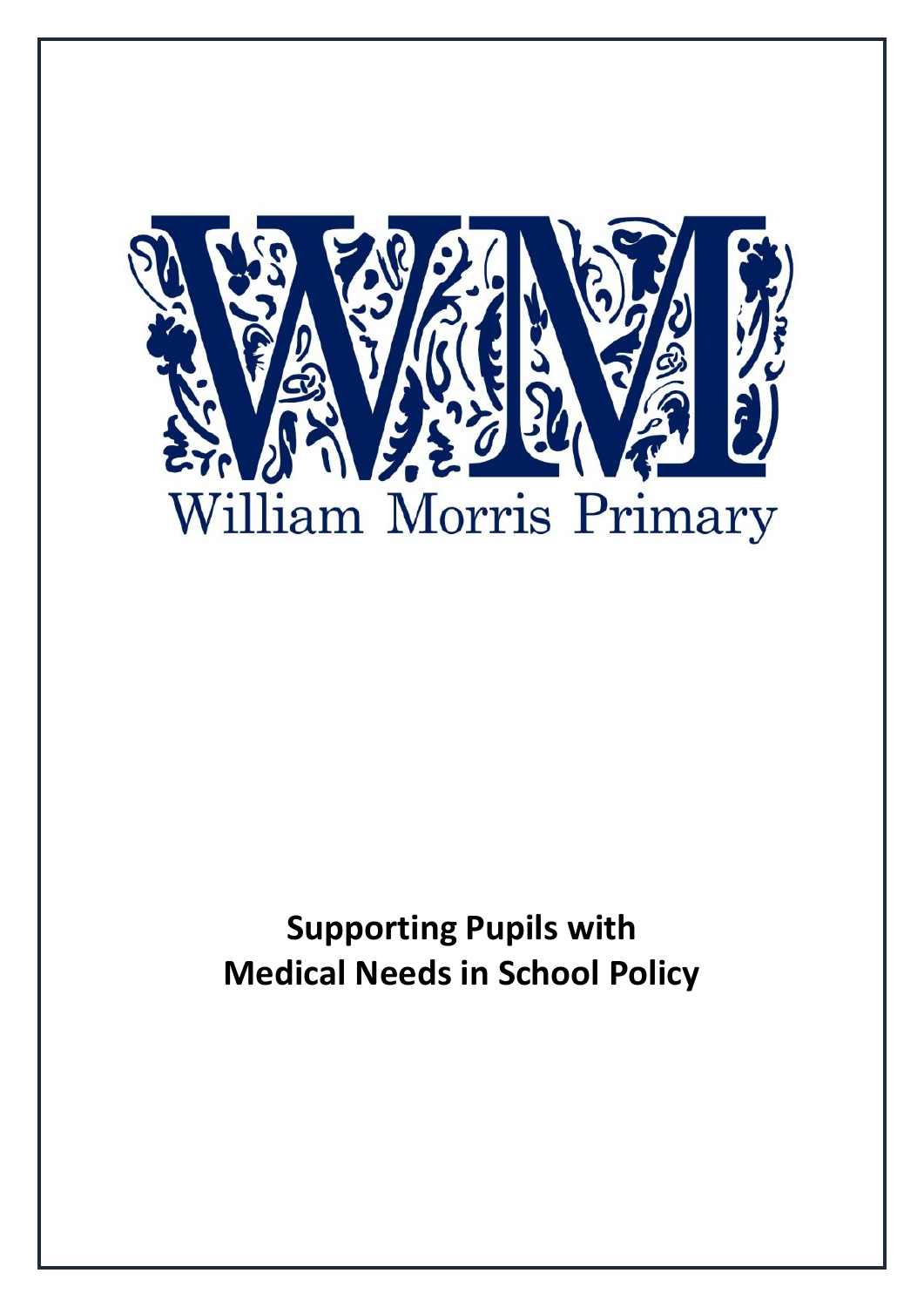William Morris Primary

# Supporting Pupils with Medical Needs in School Policy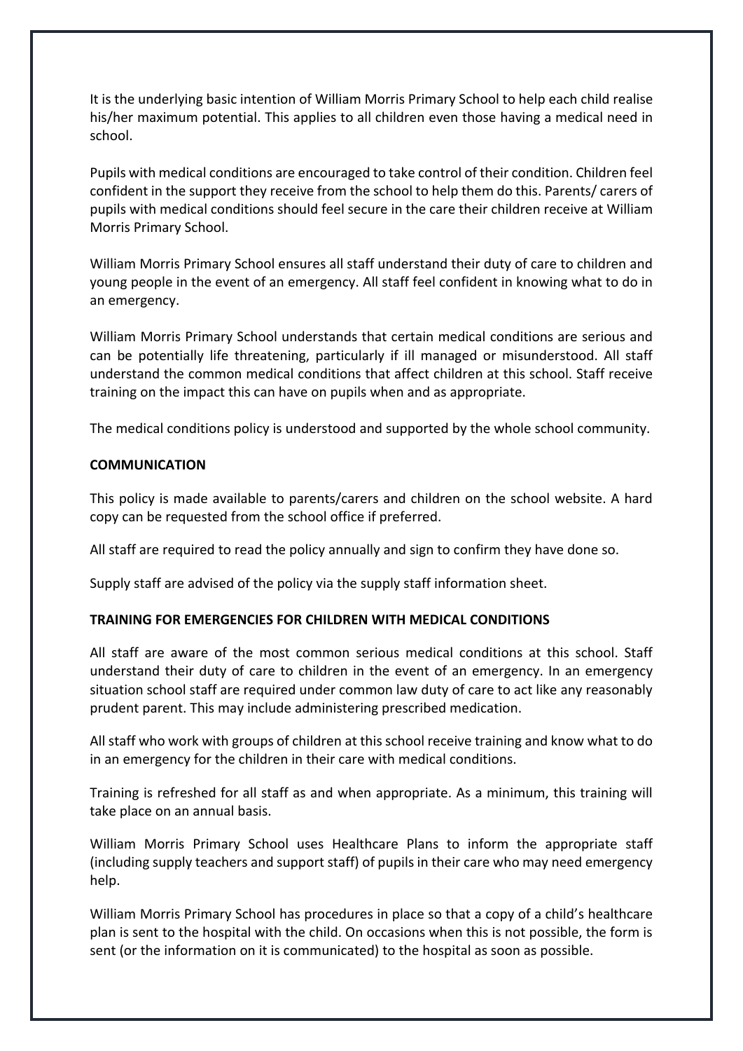It is the underlying basic intention of William Morris Primary School to help each child realise his/her maximum potential. This applies to all children even those having a medical need in school.

Pupils with medical conditions are encouraged to take control of their condition. Children feel confident in the support they receive from the school to help them do this. Parents/ carers of pupils with medical conditions should feel secure in the care their children receive at William Morris Primary School.

William Morris Primary School ensures all staff understand their duty of care to children and young people in the event of an emergency. All staff feel confident in knowing what to do in an emergency.

William Morris Primary School understands that certain medical conditions are serious and can be potentially life threatening, particularly if ill managed or misunderstood. All staff understand the common medical conditions that affect children at this school. Staff receive training on the impact this can have on pupils when and as appropriate.

The medical conditions policy is understood and supported by the whole school community.

**COMMUNICATION**

This policy is made available to parents/carers and children on the school website. A hard copy can be requested from the school office if preferred.

All staff are required to read the policy annually and sign to confirm they have done so.

Supply staff are advised of the policy via the supply staff information sheet.

**TRAINING FOR EMERGENCIES FOR CHILDREN WITH MEDICAL CONDITIONS**

All staff are aware of the most common serious medical conditions at this school. Staff understand their duty of care to children in the event of an emergency. In an emergency situation school staff are required under common law duty of care to act like any reasonably prudent parent. This may include administering prescribed medication.

All staff who work with groups of children at this school receive training and know what to do in an emergency for the children in their care with medical conditions.

Training is refreshed for all staff as and when appropriate. As a minimum, this training will take place on an annual basis.

William Morris Primary School uses Healthcare Plans to inform the appropriate staff (including supply teachers and support staff) of pupils in their care who may need emergency help.

William Morris Primary School has procedures in place so that a copy of a child's healthcare plan is sent to the hospital with the child. On occasions when this is not possible, the form is sent (or the information on it is communicated) to the hospital as soon as possible.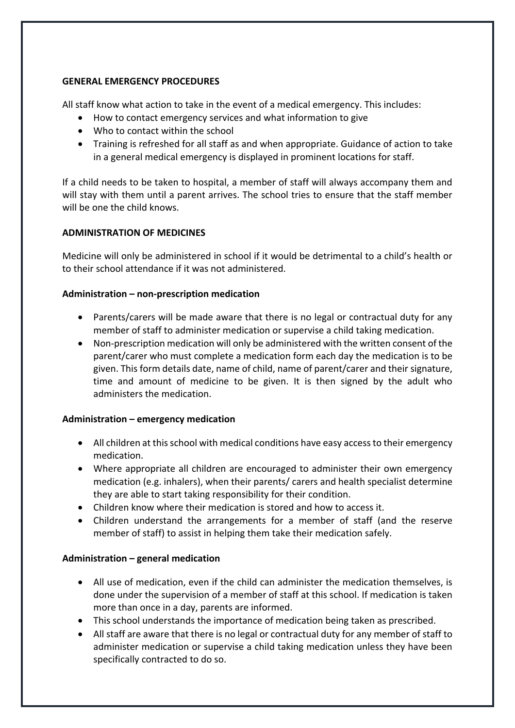**GENERAL EMERGENCY PROCEDURES**

All staff know what action to take in the event of a medical emergency. This includes:

- How to contact emergency services and what information to give
- Who to contact within the school
- Training is refreshed for all staff as and when appropriate. Guidance of action to take in a general medical emergency is displayed in prominent locations for staff.

If a child needs to be taken to hospital, a member of staff will always accompany them and will stay with them until a parent arrives. The school tries to ensure that the staff member will be one the child knows.

**ADMINISTRATION OF MEDICINES**

Medicine will only be administered in school if it would be detrimental to a child's health or to their school attendance if it was not administered.

**Administration – non-prescription medication**

- Parents/carers will be made aware that there is no legal or contractual duty for any member of staff to administer medication or supervise a child taking medication.
- Non-prescription medication will only be administered with the written consent of the parent/carer who must complete a medication form each day the medication is to be given. This form details date, name of child, name of parent/carer and their signature, time and amount of medicine to be given. It is then signed by the adult who administers the medication.

**Administration – emergency medication**

- All children at this school with medical conditions have easy access to their emergency medication.
- Where appropriate all children are encouraged to administer their own emergency medication (e.g. inhalers), when their parents/ carers and health specialist determine they are able to start taking responsibility for their condition.
- Children know where their medication is stored and how to access it.
- Children understand the arrangements for a member of staff (and the reserve member of staff) to assist in helping them take their medication safely.

**Administration – general medication**

- All use of medication, even if the child can administer the medication themselves, is done under the supervision of a member of staff at this school. If medication is taken more than once in a day, parents are informed.
- This school understands the importance of medication being taken as prescribed.
- All staff are aware that there is no legal or contractual duty for any member of staff to administer medication or supervise a child taking medication unless they have been specifically contracted to do so.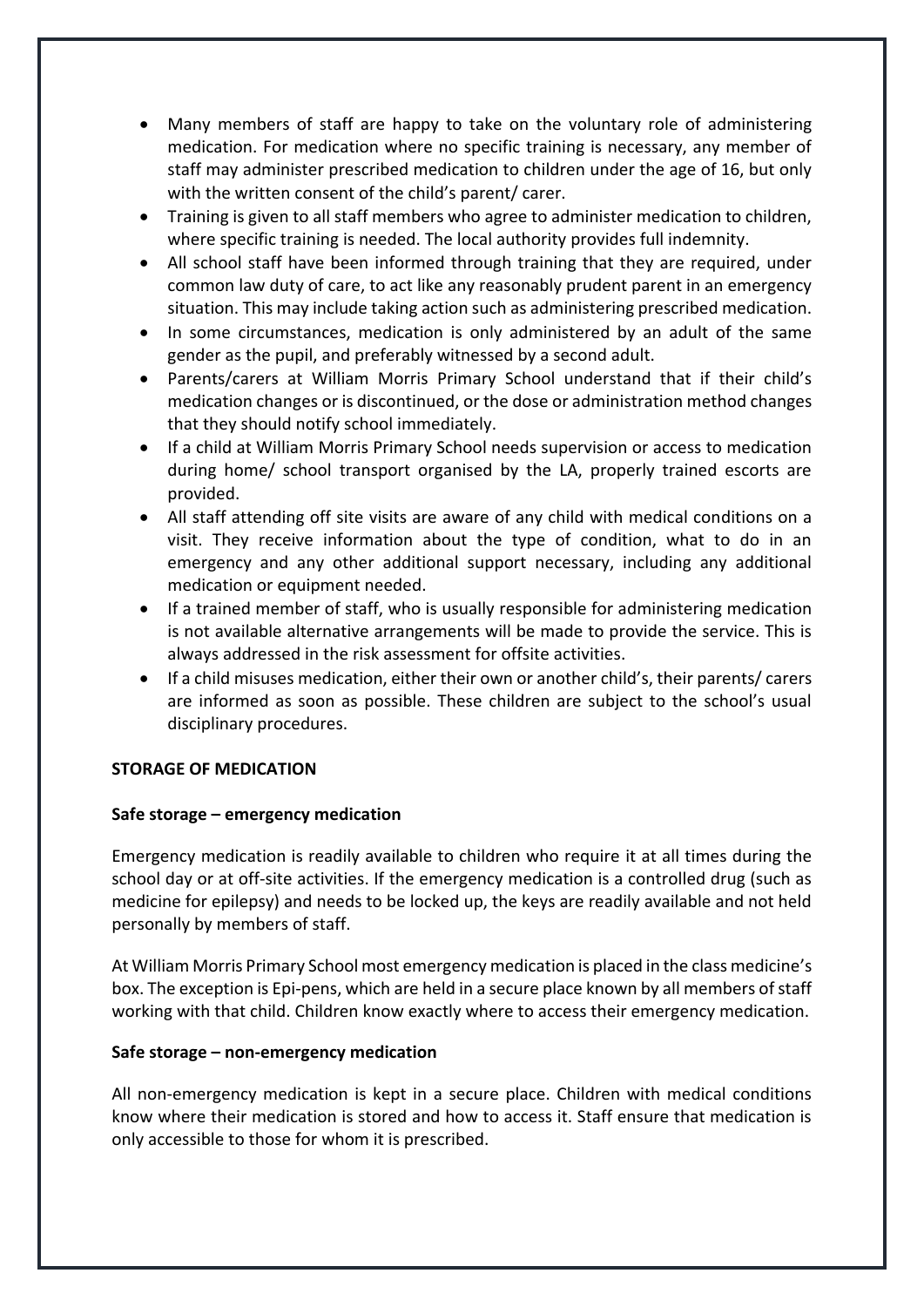- Many members of staff are happy to take on the voluntary role of administering medication. For medication where no specific training is necessary, any member of staff may administer prescribed medication to children under the age of 16, but only with the written consent of the child's parent/ carer.
- Training is given to all staff members who agree to administer medication to children, where specific training is needed. The local authority provides full indemnity.
- All school staff have been informed through training that they are required, under common law duty of care, to act like any reasonably prudent parent in an emergency situation. This may include taking action such as administering prescribed medication.
- In some circumstances, medication is only administered by an adult of the same gender as the pupil, and preferably witnessed by a second adult.
- Parents/carers at William Morris Primary School understand that if their child's medication changes or is discontinued, or the dose or administration method changes that they should notify school immediately.
- If a child at William Morris Primary School needs supervision or access to medication during home/ school transport organised by the LA, properly trained escorts are provided.
- All staff attending off site visits are aware of any child with medical conditions on a visit. They receive information about the type of condition, what to do in an emergency and any other additional support necessary, including any additional medication or equipment needed.
- If a trained member of staff, who is usually responsible for administering medication is not available alternative arrangements will be made to provide the service. This is always addressed in the risk assessment for offsite activities.
- If a child misuses medication, either their own or another child's, their parents/ carers are informed as soon as possible. These children are subject to the school's usual disciplinary procedures.

**STORAGE OF MEDICATION**

**Safe storage – emergency medication**

Emergency medication is readily available to children who require it at all times during the school day or at off-site activities. If the emergency medication is a controlled drug (such as medicine for epilepsy) and needs to be locked up, the keys are readily available and not held personally by members of staff.

At William Morris Primary School most emergency medication is placed in the class medicine's box. The exception is Epi-pens, which are held in a secure place known by all members of staff working with that child. Children know exactly where to access their emergency medication.

**Safe storage – non-emergency medication**

All non-emergency medication is kept in a secure place. Children with medical conditions know where their medication is stored and how to access it. Staff ensure that medication is only accessible to those for whom it is prescribed.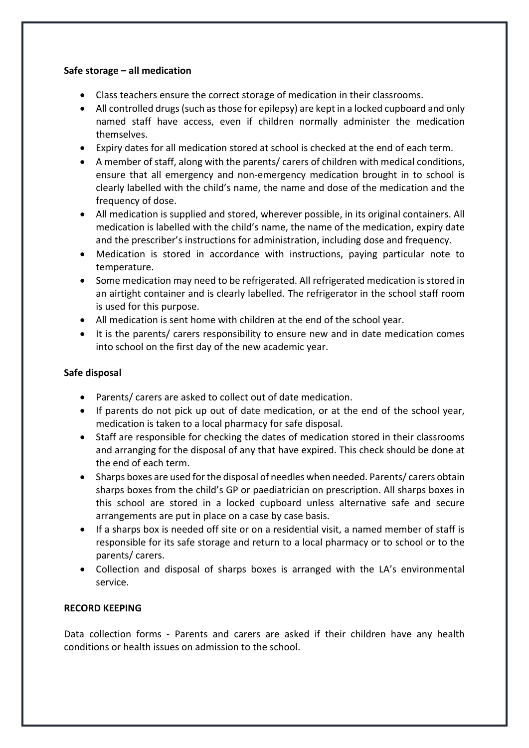**Safe storage – all medication**

- Class teachers ensure the correct storage of medication in their classrooms.
- All controlled drugs (such as those for epilepsy) are kept in a locked cupboard and only named staff have access, even if children normally administer the medication themselves.
- Expiry dates for all medication stored at school is checked at the end of each term.
- A member of staff, along with the parents/ carers of children with medical conditions, ensure that all emergency and non-emergency medication brought in to school is clearly labelled with the child's name, the name and dose of the medication and the frequency of dose.
- All medication is supplied and stored, wherever possible, in its original containers. All medication is labelled with the child's name, the name of the medication, expiry date and the prescriber's instructions for administration, including dose and frequency.
- Medication is stored in accordance with instructions, paying particular note to temperature.
- Some medication may need to be refrigerated. All refrigerated medication is stored in an airtight container and is clearly labelled. The refrigerator in the school staff room is used for this purpose.
- All medication is sent home with children at the end of the school year.
- It is the parents/ carers responsibility to ensure new and in date medication comes into school on the first day of the new academic year.

**Safe disposal**

- Parents/ carers are asked to collect out of date medication.
- If parents do not pick up out of date medication, or at the end of the school year, medication is taken to a local pharmacy for safe disposal.
- Staff are responsible for checking the dates of medication stored in their classrooms and arranging for the disposal of any that have expired. This check should be done at the end of each term.
- Sharps boxes are used for the disposal of needles when needed. Parents/ carers obtain sharps boxes from the child's GP or paediatrician on prescription. All sharps boxes in this school are stored in a locked cupboard unless alternative safe and secure arrangements are put in place on a case by case basis.
- If a sharps box is needed off site or on a residential visit, a named member of staff is responsible for its safe storage and return to a local pharmacy or to school or to the parents/ carers.
- Collection and disposal of sharps boxes is arranged with the LA's environmental service.

**RECORD KEEPING**

Data collection forms - Parents and carers are asked if their children have any health conditions or health issues on admission to the school.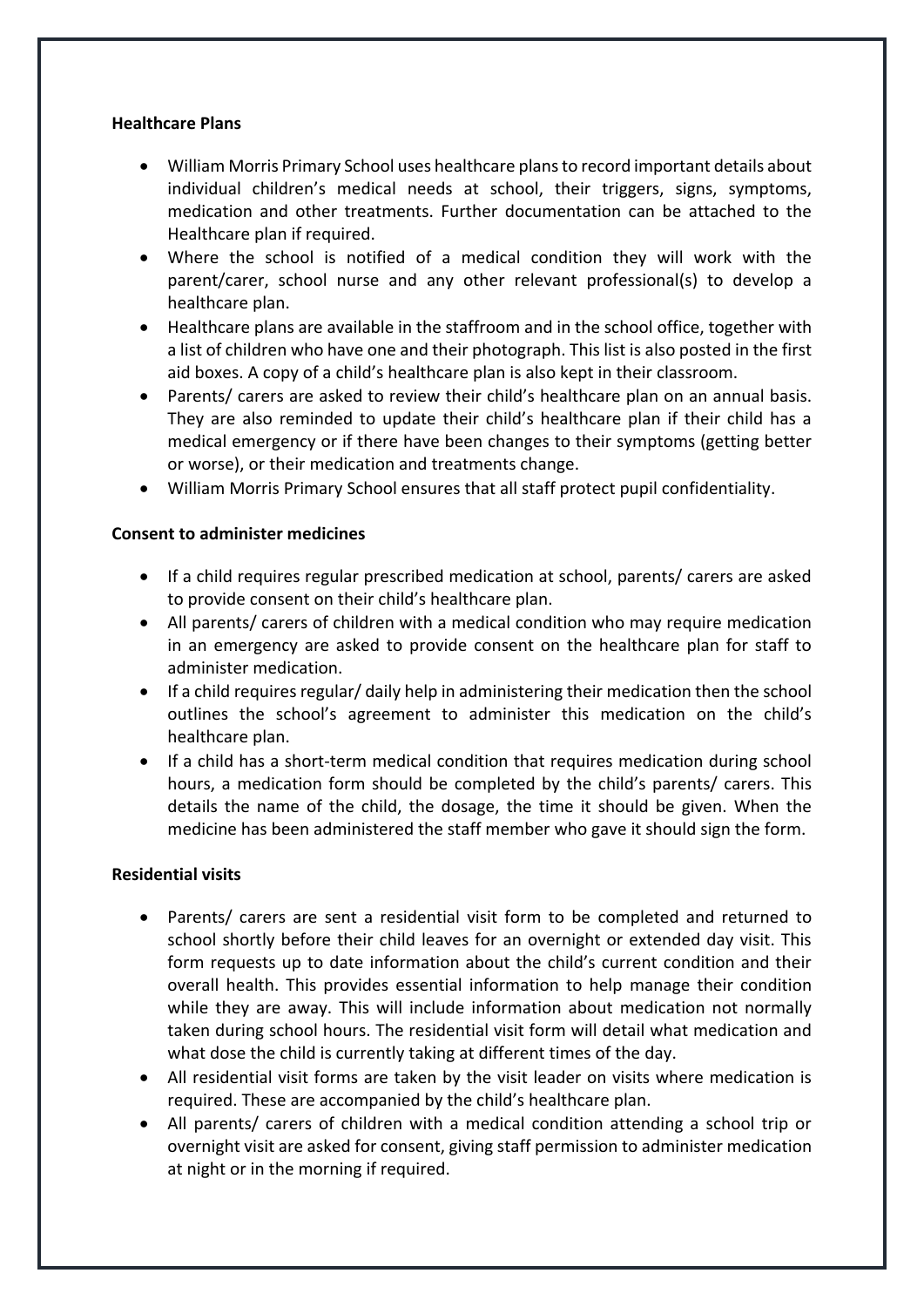**Healthcare Plans**

- William Morris Primary School uses healthcare plans to record important details about individual children's medical needs at school, their triggers, signs, symptoms, medication and other treatments. Further documentation can be attached to the Healthcare plan if required.
- Where the school is notified of a medical condition they will work with the parent/carer, school nurse and any other relevant professional(s) to develop a healthcare plan.
- Healthcare plans are available in the staffroom and in the school office, together with a list of children who have one and their photograph. This list is also posted in the first aid boxes. A copy of a child's healthcare plan is also kept in their classroom.
- Parents/ carers are asked to review their child's healthcare plan on an annual basis. They are also reminded to update their child's healthcare plan if their child has a medical emergency or if there have been changes to their symptoms (getting better or worse), or their medication and treatments change.
- William Morris Primary School ensures that all staff protect pupil confidentiality.

**Consent to administer medicines**

- If a child requires regular prescribed medication at school, parents/ carers are asked to provide consent on their child's healthcare plan.
- All parents/ carers of children with a medical condition who may require medication in an emergency are asked to provide consent on the healthcare plan for staff to administer medication.
- If a child requires regular/ daily help in administering their medication then the school outlines the school's agreement to administer this medication on the child's healthcare plan.
- If a child has a short-term medical condition that requires medication during school hours, a medication form should be completed by the child's parents/ carers. This details the name of the child, the dosage, the time it should be given. When the medicine has been administered the staff member who gave it should sign the form.

**Residential visits**

- Parents/ carers are sent a residential visit form to be completed and returned to school shortly before their child leaves for an overnight or extended day visit. This form requests up to date information about the child's current condition and their overall health. This provides essential information to help manage their condition while they are away. This will include information about medication not normally taken during school hours. The residential visit form will detail what medication and what dose the child is currently taking at different times of the day.
- All residential visit forms are taken by the visit leader on visits where medication is required. These are accompanied by the child's healthcare plan.
- All parents/ carers of children with a medical condition attending a school trip or overnight visit are asked for consent, giving staff permission to administer medication at night or in the morning if required.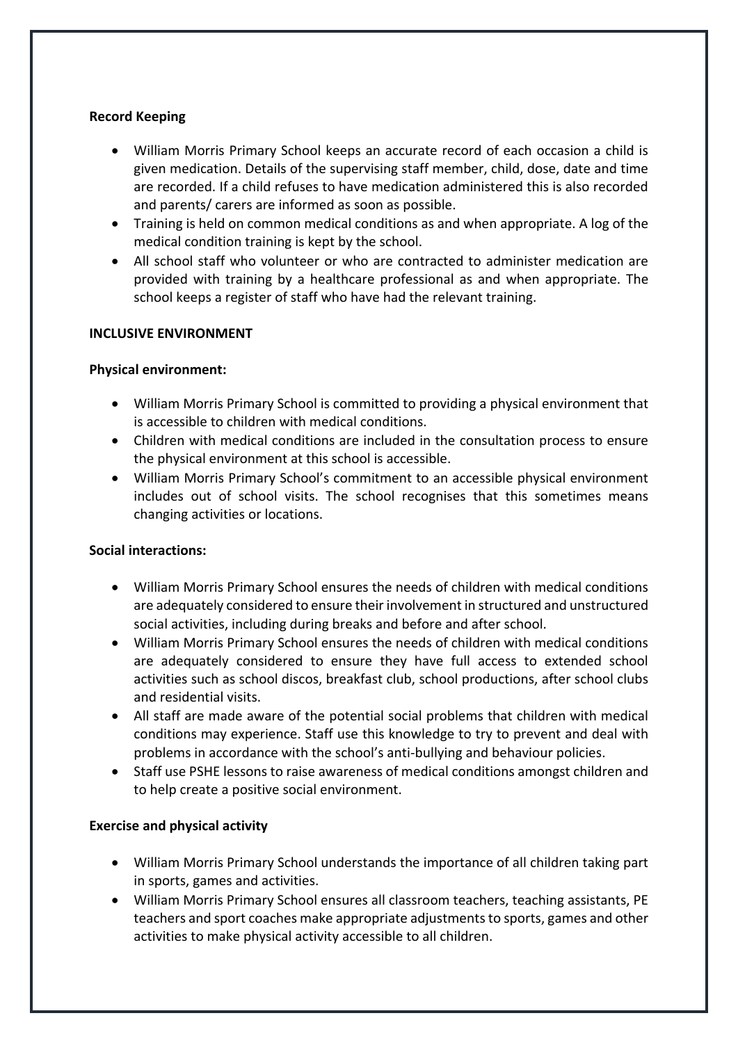**Record Keeping**

- William Morris Primary School keeps an accurate record of each occasion a child is given medication. Details of the supervising staff member, child, dose, date and time are recorded. If a child refuses to have medication administered this is also recorded and parents/ carers are informed as soon as possible.
- Training is held on common medical conditions as and when appropriate. A log of the medical condition training is kept by the school.
- All school staff who volunteer or who are contracted to administer medication are provided with training by a healthcare professional as and when appropriate. The school keeps a register of staff who have had the relevant training.

**INCLUSIVE ENVIRONMENT**

**Physical environment:**

- William Morris Primary School is committed to providing a physical environment that is accessible to children with medical conditions.
- Children with medical conditions are included in the consultation process to ensure the physical environment at this school is accessible.
- William Morris Primary School's commitment to an accessible physical environment includes out of school visits. The school recognises that this sometimes means changing activities or locations.

**Social interactions:**

- William Morris Primary School ensures the needs of children with medical conditions are adequately considered to ensure their involvement in structured and unstructured social activities, including during breaks and before and after school.
- William Morris Primary School ensures the needs of children with medical conditions are adequately considered to ensure they have full access to extended school activities such as school discos, breakfast club, school productions, after school clubs and residential visits.
- All staff are made aware of the potential social problems that children with medical conditions may experience. Staff use this knowledge to try to prevent and deal with problems in accordance with the school's anti-bullying and behaviour policies.
- Staff use PSHE lessons to raise awareness of medical conditions amongst children and to help create a positive social environment.

**Exercise and physical activity**

- William Morris Primary School understands the importance of all children taking part in sports, games and activities.
- William Morris Primary School ensures all classroom teachers, teaching assistants, PE teachers and sport coaches make appropriate adjustments to sports, games and other activities to make physical activity accessible to all children.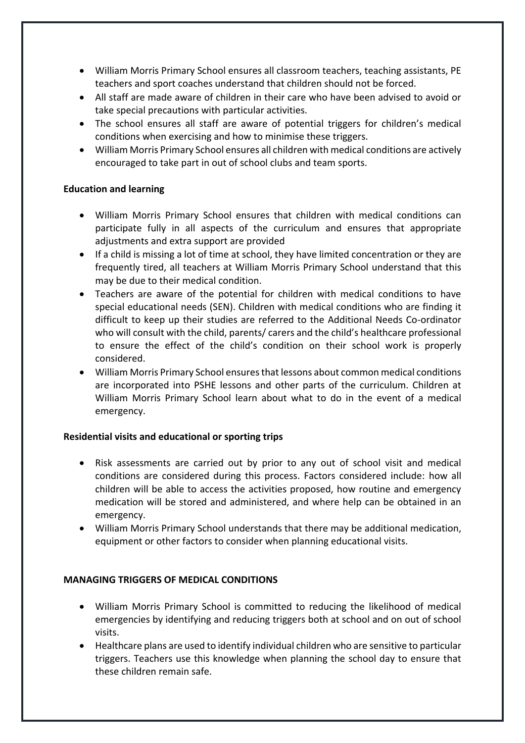- William Morris Primary School ensures all classroom teachers, teaching assistants, PE teachers and sport coaches understand that children should not be forced.
- All staff are made aware of children in their care who have been advised to avoid or take special precautions with particular activities.
- The school ensures all staff are aware of potential triggers for children's medical conditions when exercising and how to minimise these triggers.
- William Morris Primary School ensures all children with medical conditions are actively encouraged to take part in out of school clubs and team sports.

**Education and learning**

- William Morris Primary School ensures that children with medical conditions can participate fully in all aspects of the curriculum and ensures that appropriate adjustments and extra support are provided
- If a child is missing a lot of time at school, they have limited concentration or they are frequently tired, all teachers at William Morris Primary School understand that this may be due to their medical condition.
- Teachers are aware of the potential for children with medical conditions to have special educational needs (SEN). Children with medical conditions who are finding it difficult to keep up their studies are referred to the Additional Needs Co-ordinator who will consult with the child, parents/ carers and the child's healthcare professional to ensure the effect of the child's condition on their school work is properly considered.
- William Morris Primary School ensures that lessons about common medical conditions are incorporated into PSHE lessons and other parts of the curriculum. Children at William Morris Primary School learn about what to do in the event of a medical emergency.

**Residential visits and educational or sporting trips**

- Risk assessments are carried out by prior to any out of school visit and medical conditions are considered during this process. Factors considered include: how all children will be able to access the activities proposed, how routine and emergency medication will be stored and administered, and where help can be obtained in an emergency.
- William Morris Primary School understands that there may be additional medication, equipment or other factors to consider when planning educational visits.

**MANAGING TRIGGERS OF MEDICAL CONDITIONS**

- William Morris Primary School is committed to reducing the likelihood of medical emergencies by identifying and reducing triggers both at school and on out of school visits.
- Healthcare plans are used to identify individual children who are sensitive to particular triggers. Teachers use this knowledge when planning the school day to ensure that these children remain safe.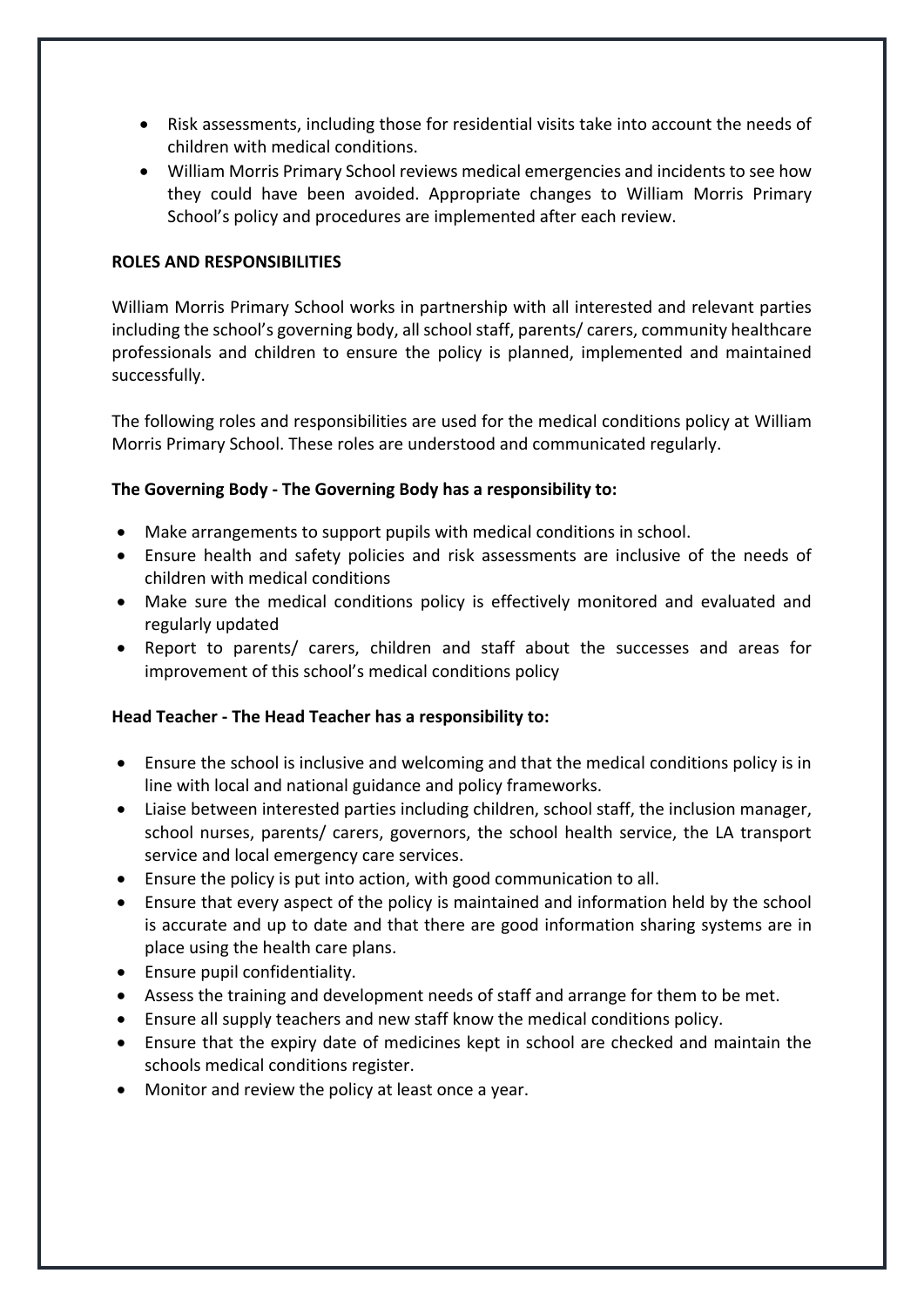- Risk assessments, including those for residential visits take into account the needs of children with medical conditions.
- William Morris Primary School reviews medical emergencies and incidents to see how they could have been avoided. Appropriate changes to William Morris Primary School's policy and procedures are implemented after each review.

**ROLES AND RESPONSIBILITIES**

William Morris Primary School works in partnership with all interested and relevant parties including the school's governing body, all school staff, parents/ carers, community healthcare professionals and children to ensure the policy is planned, implemented and maintained successfully.

The following roles and responsibilities are used for the medical conditions policy at William Morris Primary School. These roles are understood and communicated regularly.

**The Governing Body - The Governing Body has a responsibility to:**

- Make arrangements to support pupils with medical conditions in school.
- Ensure health and safety policies and risk assessments are inclusive of the needs of children with medical conditions
- Make sure the medical conditions policy is effectively monitored and evaluated and regularly updated
- Report to parents/ carers, children and staff about the successes and areas for improvement of this school's medical conditions policy

**Head Teacher - The Head Teacher has a responsibility to:**

- Ensure the school is inclusive and welcoming and that the medical conditions policy is in line with local and national guidance and policy frameworks.
- Liaise between interested parties including children, school staff, the inclusion manager, school nurses, parents/ carers, governors, the school health service, the LA transport service and local emergency care services.
- Ensure the policy is put into action, with good communication to all.
- Ensure that every aspect of the policy is maintained and information held by the school is accurate and up to date and that there are good information sharing systems are in place using the health care plans.
- Ensure pupil confidentiality.
- Assess the training and development needs of staff and arrange for them to be met.
- Ensure all supply teachers and new staff know the medical conditions policy.
- Ensure that the expiry date of medicines kept in school are checked and maintain the schools medical conditions register.
- Monitor and review the policy at least once a year.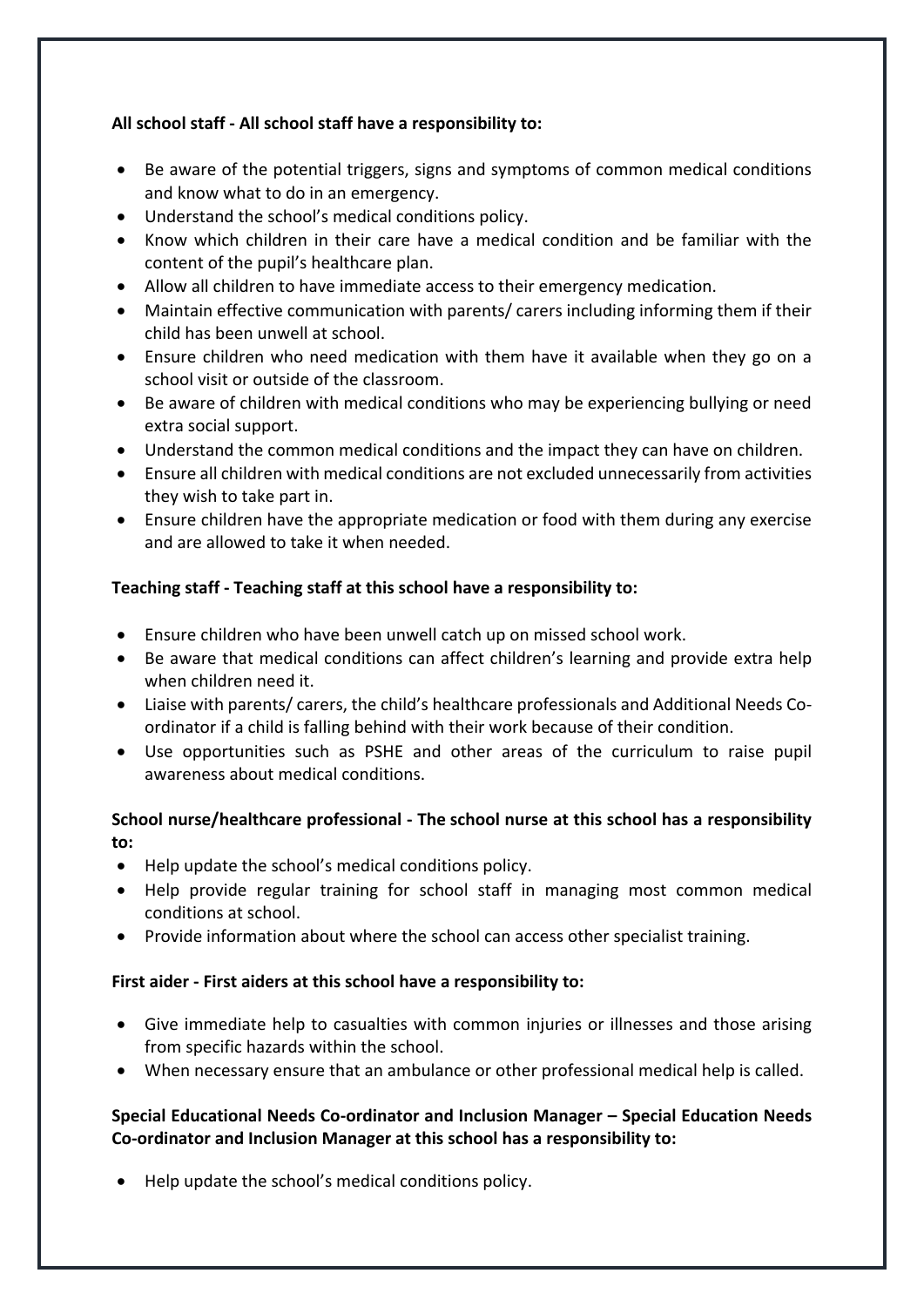**All school staff - All school staff have a responsibility to:**

- Be aware of the potential triggers, signs and symptoms of common medical conditions and know what to do in an emergency.
- Understand the school's medical conditions policy.
- Know which children in their care have a medical condition and be familiar with the content of the pupil's healthcare plan.
- Allow all children to have immediate access to their emergency medication.
- Maintain effective communication with parents/ carers including informing them if their child has been unwell at school.
- Ensure children who need medication with them have it available when they go on a school visit or outside of the classroom.
- Be aware of children with medical conditions who may be experiencing bullying or need extra social support.
- Understand the common medical conditions and the impact they can have on children.
- Ensure all children with medical conditions are not excluded unnecessarily from activities they wish to take part in.
- Ensure children have the appropriate medication or food with them during any exercise and are allowed to take it when needed.

**Teaching staff - Teaching staff at this school have a responsibility to:**

- Ensure children who have been unwell catch up on missed school work.
- Be aware that medical conditions can affect children's learning and provide extra help when children need it.
- Liaise with parents/ carers, the child's healthcare professionals and Additional Needs Co-ordinator if a child is falling behind with their work because of their condition.
- Use opportunities such as PSHE and other areas of the curriculum to raise pupil awareness about medical conditions.

**School nurse/healthcare professional - The school nurse at this school has a responsibility to:**

- Help update the school's medical conditions policy.
- Help provide regular training for school staff in managing most common medical conditions at school.
- Provide information about where the school can access other specialist training.

**First aider - First aiders at this school have a responsibility to:**

- Give immediate help to casualties with common injuries or illnesses and those arising from specific hazards within the school.
- When necessary ensure that an ambulance or other professional medical help is called.

**Special Educational Needs Co-ordinator and Inclusion Manager – Special Education Needs Co-ordinator and Inclusion Manager at this school has a responsibility to:**

- Help update the school's medical conditions policy.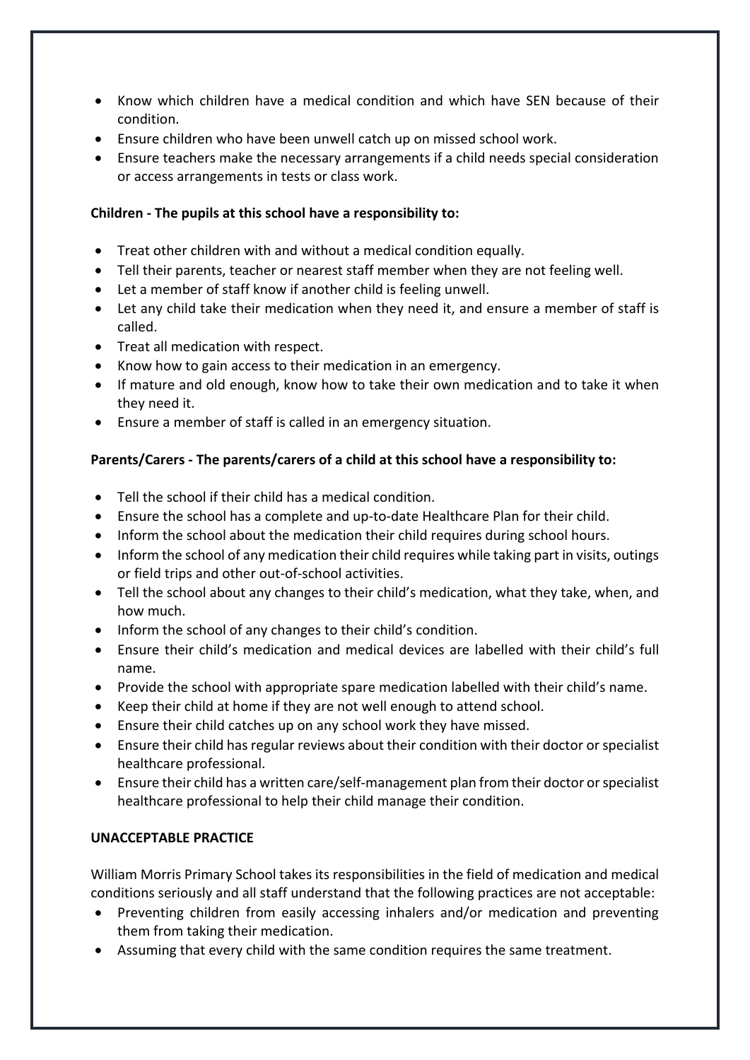- Know which children have a medical condition and which have SEN because of their condition.
- Ensure children who have been unwell catch up on missed school work.
- Ensure teachers make the necessary arrangements if a child needs special consideration or access arrangements in tests or class work.

**Children - The pupils at this school have a responsibility to:**

- Treat other children with and without a medical condition equally.
- Tell their parents, teacher or nearest staff member when they are not feeling well.
- Let a member of staff know if another child is feeling unwell.
- Let any child take their medication when they need it, and ensure a member of staff is called.
- Treat all medication with respect.
- Know how to gain access to their medication in an emergency.
- If mature and old enough, know how to take their own medication and to take it when they need it.
- Ensure a member of staff is called in an emergency situation.

**Parents/Carers - The parents/carers of a child at this school have a responsibility to:**

- Tell the school if their child has a medical condition.
- Ensure the school has a complete and up-to-date Healthcare Plan for their child.
- Inform the school about the medication their child requires during school hours.
- Inform the school of any medication their child requires while taking part in visits, outings or field trips and other out-of-school activities.
- Tell the school about any changes to their child's medication, what they take, when, and how much.
- Inform the school of any changes to their child's condition.
- Ensure their child's medication and medical devices are labelled with their child's full name.
- Provide the school with appropriate spare medication labelled with their child's name.
- Keep their child at home if they are not well enough to attend school.
- Ensure their child catches up on any school work they have missed.
- Ensure their child has regular reviews about their condition with their doctor or specialist healthcare professional.
- Ensure their child has a written care/self-management plan from their doctor or specialist healthcare professional to help their child manage their condition.

**UNACCEPTABLE PRACTICE**

William Morris Primary School takes its responsibilities in the field of medication and medical conditions seriously and all staff understand that the following practices are not acceptable:

- Preventing children from easily accessing inhalers and/or medication and preventing them from taking their medication.
- Assuming that every child with the same condition requires the same treatment.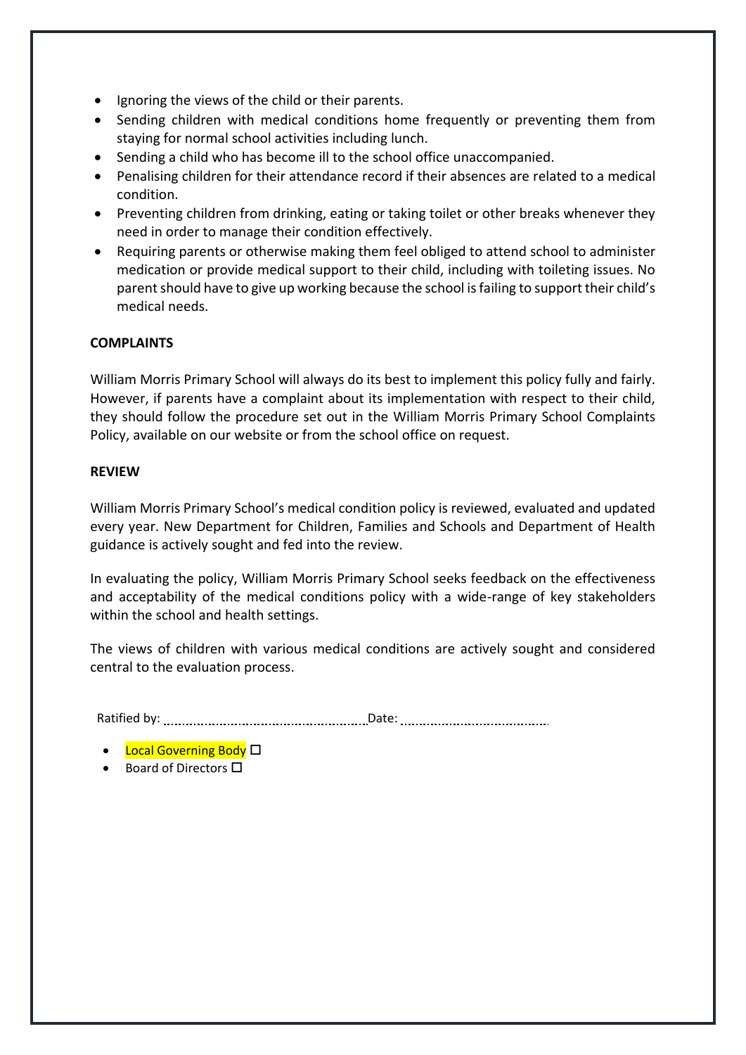- Ignoring the views of the child or their parents.
- Sending children with medical conditions home frequently or preventing them from staying for normal school activities including lunch.
- Sending a child who has become ill to the school office unaccompanied.
- Penalising children for their attendance record if their absences are related to a medical condition.
- Preventing children from drinking, eating or taking toilet or other breaks whenever they need in order to manage their condition effectively.
- Requiring parents or otherwise making them feel obliged to attend school to administer medication or provide medical support to their child, including with toileting issues. No parent should have to give up working because the school is failing to support their child's medical needs.

**COMPLAINTS**

William Morris Primary School will always do its best to implement this policy fully and fairly. However, if parents have a complaint about its implementation with respect to their child, they should follow the procedure set out in the William Morris Primary School Complaints Policy, available on our website or from the school office on request.

**REVIEW**

William Morris Primary School's medical condition policy is reviewed, evaluated and updated every year. New Department for Children, Families and Schools and Department of Health guidance is actively sought and fed into the review.

In evaluating the policy, William Morris Primary School seeks feedback on the effectiveness and acceptability of the medical conditions policy with a wide-range of key stakeholders within the school and health settings.

The views of children with various medical conditions are actively sought and considered central to the evaluation process.

Ratified by: ............................................................ Date: ............................................

- Local Governing Body ☐
- Board of Directors ☐